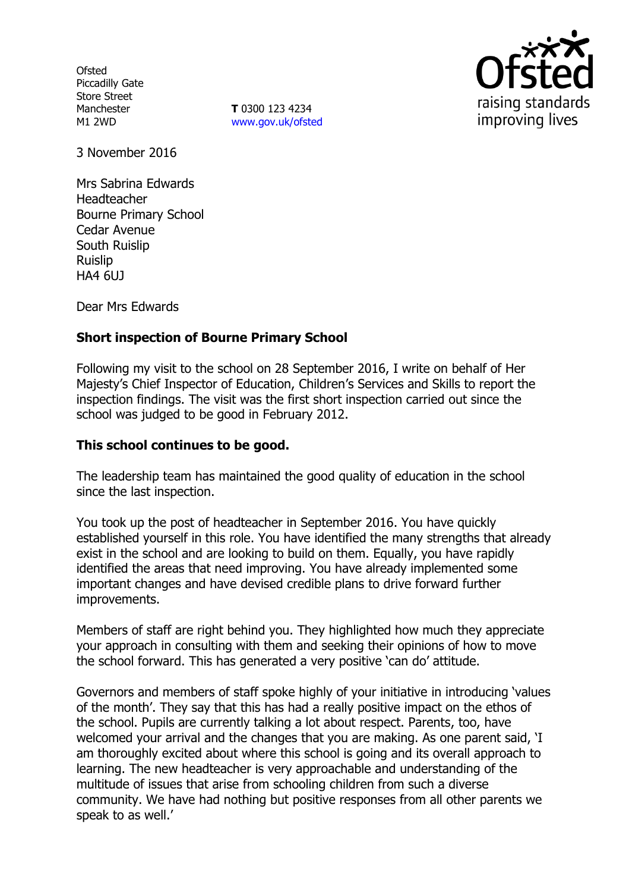Ofsted
Piccadilly Gate
Store Street
Manchester
M1 2WD

**T** 0300 123 4234
www.gov.uk/ofsted

3 November 2016

Mrs Sabrina Edwards
Headteacher
Bourne Primary School
Cedar Avenue
South Ruislip
Ruislip
HA4 6UJ

Dear Mrs Edwards

**Short inspection of Bourne Primary School**

Following my visit to the school on 28 September 2016, I write on behalf of Her Majesty's Chief Inspector of Education, Children's Services and Skills to report the inspection findings. The visit was the first short inspection carried out since the school was judged to be good in February 2012.

**This school continues to be good.**

The leadership team has maintained the good quality of education in the school since the last inspection.

You took up the post of headteacher in September 2016. You have quickly established yourself in this role. You have identified the many strengths that already exist in the school and are looking to build on them. Equally, you have rapidly identified the areas that need improving. You have already implemented some important changes and have devised credible plans to drive forward further improvements.

Members of staff are right behind you. They highlighted how much they appreciate your approach in consulting with them and seeking their opinions of how to move the school forward. This has generated a very positive 'can do' attitude.

Governors and members of staff spoke highly of your initiative in introducing 'values of the month'. They say that this has had a really positive impact on the ethos of the school. Pupils are currently talking a lot about respect. Parents, too, have welcomed your arrival and the changes that you are making. As one parent said, 'I am thoroughly excited about where this school is going and its overall approach to learning. The new headteacher is very approachable and understanding of the multitude of issues that arise from schooling children from such a diverse community. We have had nothing but positive responses from all other parents we speak to as well.'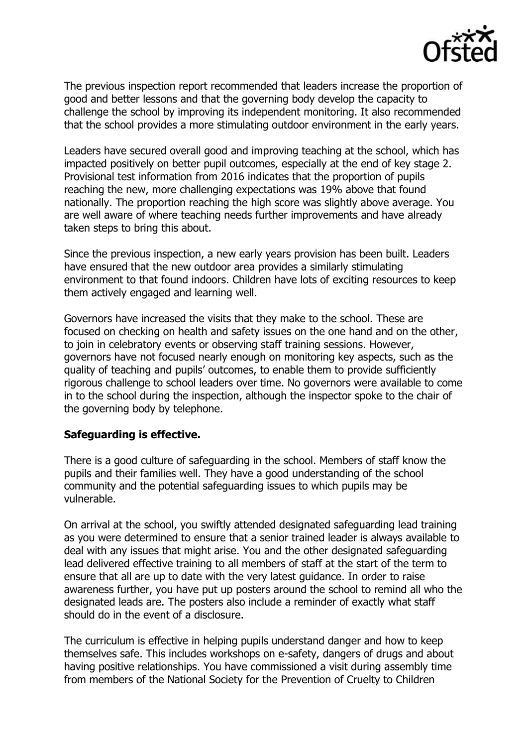The previous inspection report recommended that leaders increase the proportion of good and better lessons and that the governing body develop the capacity to challenge the school by improving its independent monitoring. It also recommended that the school provides a more stimulating outdoor environment in the early years.

Leaders have secured overall good and improving teaching at the school, which has impacted positively on better pupil outcomes, especially at the end of key stage 2. Provisional test information from 2016 indicates that the proportion of pupils reaching the new, more challenging expectations was 19% above that found nationally. The proportion reaching the high score was slightly above average. You are well aware of where teaching needs further improvements and have already taken steps to bring this about.

Since the previous inspection, a new early years provision has been built. Leaders have ensured that the new outdoor area provides a similarly stimulating environment to that found indoors. Children have lots of exciting resources to keep them actively engaged and learning well.

Governors have increased the visits that they make to the school. These are focused on checking on health and safety issues on the one hand and on the other, to join in celebratory events or observing staff training sessions. However, governors have not focused nearly enough on monitoring key aspects, such as the quality of teaching and pupils' outcomes, to enable them to provide sufficiently rigorous challenge to school leaders over time. No governors were available to come in to the school during the inspection, although the inspector spoke to the chair of the governing body by telephone.

**Safeguarding is effective.**

There is a good culture of safeguarding in the school. Members of staff know the pupils and their families well. They have a good understanding of the school community and the potential safeguarding issues to which pupils may be vulnerable.

On arrival at the school, you swiftly attended designated safeguarding lead training as you were determined to ensure that a senior trained leader is always available to deal with any issues that might arise. You and the other designated safeguarding lead delivered effective training to all members of staff at the start of the term to ensure that all are up to date with the very latest guidance. In order to raise awareness further, you have put up posters around the school to remind all who the designated leads are. The posters also include a reminder of exactly what staff should do in the event of a disclosure.

The curriculum is effective in helping pupils understand danger and how to keep themselves safe. This includes workshops on e-safety, dangers of drugs and about having positive relationships. You have commissioned a visit during assembly time from members of the National Society for the Prevention of Cruelty to Children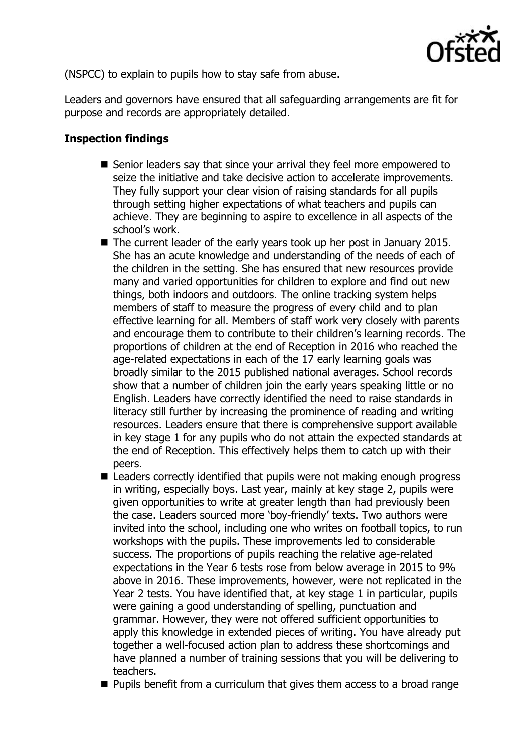(NSPCC) to explain to pupils how to stay safe from abuse.

Leaders and governors have ensured that all safeguarding arrangements are fit for purpose and records are appropriately detailed.

**Inspection findings**

- Senior leaders say that since your arrival they feel more empowered to seize the initiative and take decisive action to accelerate improvements. They fully support your clear vision of raising standards for all pupils through setting higher expectations of what teachers and pupils can achieve. They are beginning to aspire to excellence in all aspects of the school's work.
- The current leader of the early years took up her post in January 2015. She has an acute knowledge and understanding of the needs of each of the children in the setting. She has ensured that new resources provide many and varied opportunities for children to explore and find out new things, both indoors and outdoors. The online tracking system helps members of staff to measure the progress of every child and to plan effective learning for all. Members of staff work very closely with parents and encourage them to contribute to their children's learning records. The proportions of children at the end of Reception in 2016 who reached the age-related expectations in each of the 17 early learning goals was broadly similar to the 2015 published national averages. School records show that a number of children join the early years speaking little or no English. Leaders have correctly identified the need to raise standards in literacy still further by increasing the prominence of reading and writing resources. Leaders ensure that there is comprehensive support available in key stage 1 for any pupils who do not attain the expected standards at the end of Reception. This effectively helps them to catch up with their peers.
- Leaders correctly identified that pupils were not making enough progress in writing, especially boys. Last year, mainly at key stage 2, pupils were given opportunities to write at greater length than had previously been the case. Leaders sourced more 'boy-friendly' texts. Two authors were invited into the school, including one who writes on football topics, to run workshops with the pupils. These improvements led to considerable success. The proportions of pupils reaching the relative age-related expectations in the Year 6 tests rose from below average in 2015 to 9% above in 2016. These improvements, however, were not replicated in the Year 2 tests. You have identified that, at key stage 1 in particular, pupils were gaining a good understanding of spelling, punctuation and grammar. However, they were not offered sufficient opportunities to apply this knowledge in extended pieces of writing. You have already put together a well-focused action plan to address these shortcomings and have planned a number of training sessions that you will be delivering to teachers.
- Pupils benefit from a curriculum that gives them access to a broad range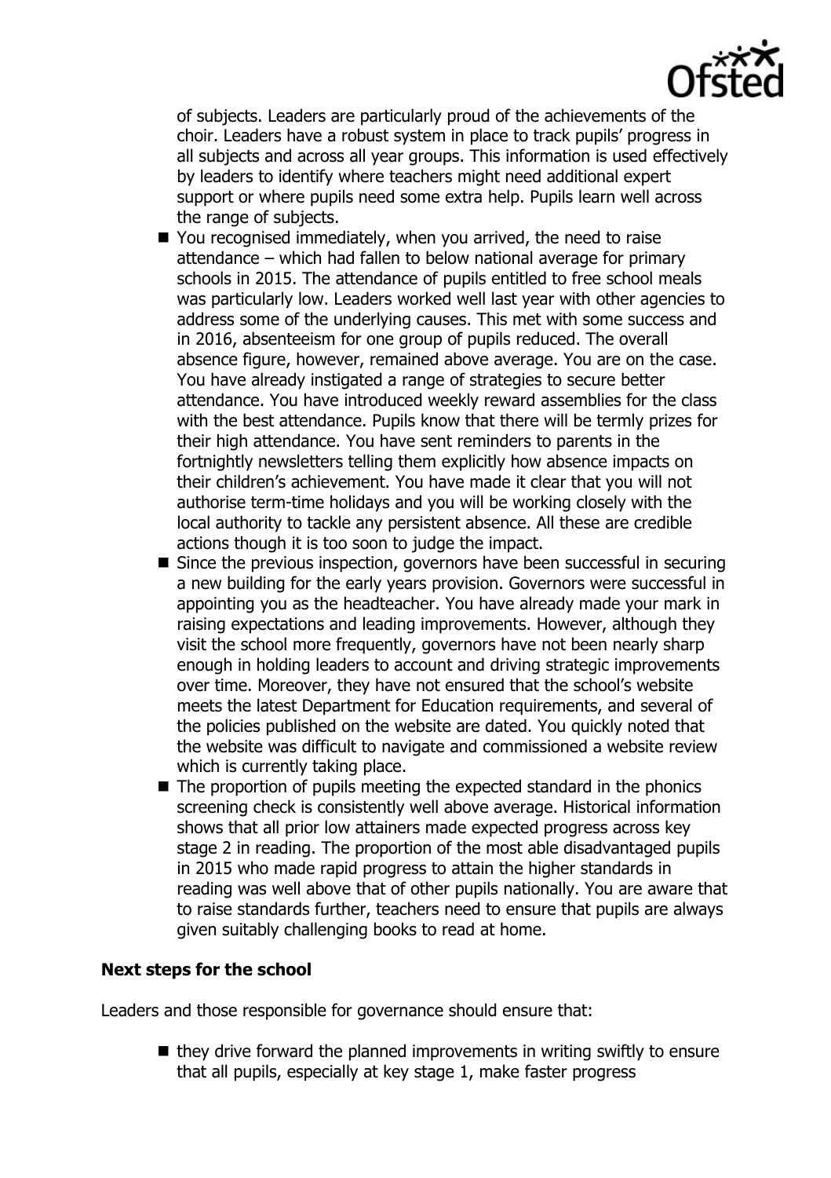of subjects. Leaders are particularly proud of the achievements of the choir. Leaders have a robust system in place to track pupils' progress in all subjects and across all year groups. This information is used effectively by leaders to identify where teachers might need additional expert support or where pupils need some extra help. Pupils learn well across the range of subjects.

- You recognised immediately, when you arrived, the need to raise attendance – which had fallen to below national average for primary schools in 2015. The attendance of pupils entitled to free school meals was particularly low. Leaders worked well last year with other agencies to address some of the underlying causes. This met with some success and in 2016, absenteeism for one group of pupils reduced. The overall absence figure, however, remained above average. You are on the case. You have already instigated a range of strategies to secure better attendance. You have introduced weekly reward assemblies for the class with the best attendance. Pupils know that there will be termly prizes for their high attendance. You have sent reminders to parents in the fortnightly newsletters telling them explicitly how absence impacts on their children's achievement. You have made it clear that you will not authorise term-time holidays and you will be working closely with the local authority to tackle any persistent absence. All these are credible actions though it is too soon to judge the impact.
- Since the previous inspection, governors have been successful in securing a new building for the early years provision. Governors were successful in appointing you as the headteacher. You have already made your mark in raising expectations and leading improvements. However, although they visit the school more frequently, governors have not been nearly sharp enough in holding leaders to account and driving strategic improvements over time. Moreover, they have not ensured that the school's website meets the latest Department for Education requirements, and several of the policies published on the website are dated. You quickly noted that the website was difficult to navigate and commissioned a website review which is currently taking place.
- The proportion of pupils meeting the expected standard in the phonics screening check is consistently well above average. Historical information shows that all prior low attainers made expected progress across key stage 2 in reading. The proportion of the most able disadvantaged pupils in 2015 who made rapid progress to attain the higher standards in reading was well above that of other pupils nationally. You are aware that to raise standards further, teachers need to ensure that pupils are always given suitably challenging books to read at home.

**Next steps for the school**

Leaders and those responsible for governance should ensure that:

- they drive forward the planned improvements in writing swiftly to ensure that all pupils, especially at key stage 1, make faster progress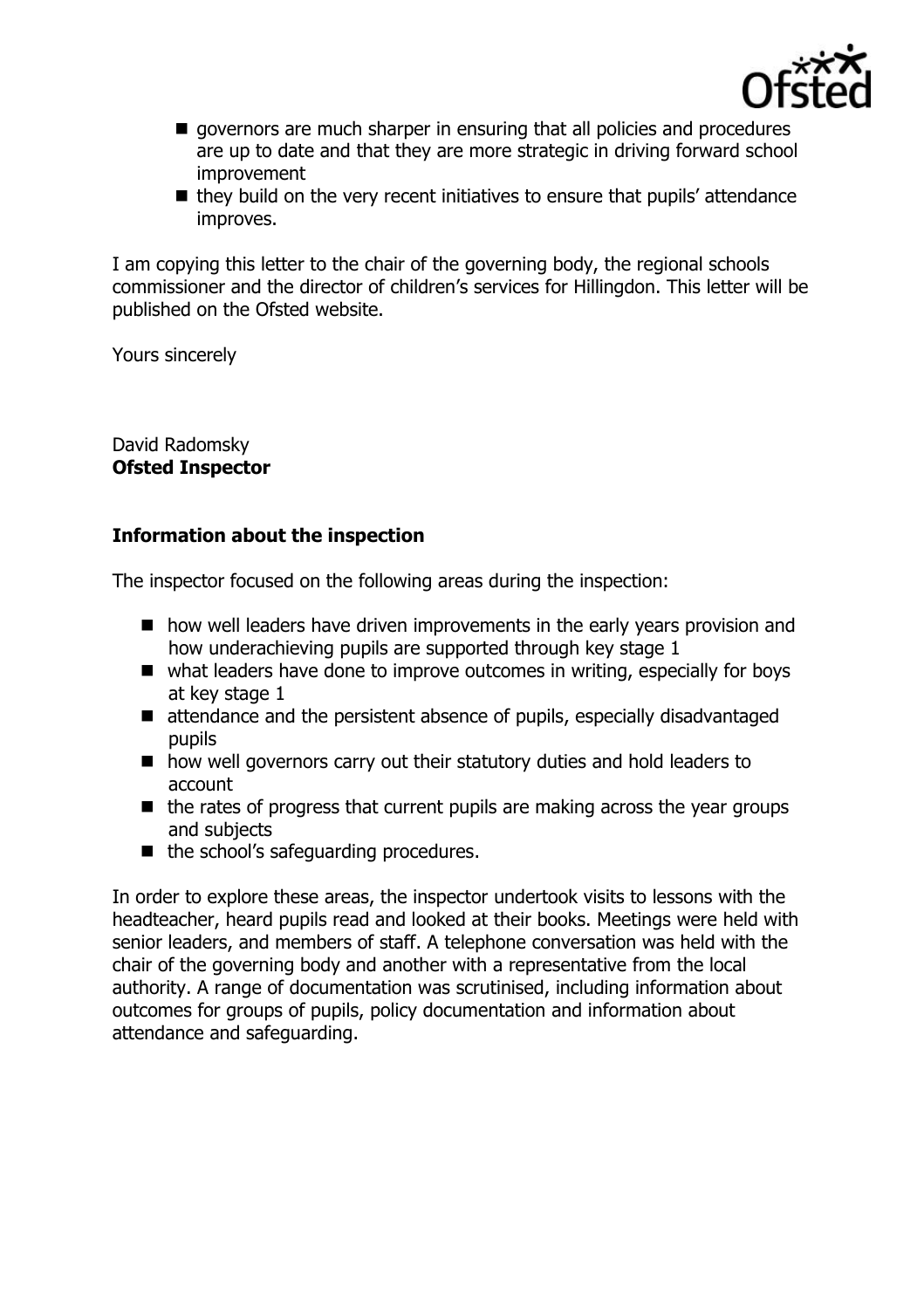- governors are much sharper in ensuring that all policies and procedures are up to date and that they are more strategic in driving forward school improvement
- they build on the very recent initiatives to ensure that pupils' attendance improves.

I am copying this letter to the chair of the governing body, the regional schools commissioner and the director of children's services for Hillingdon. This letter will be published on the Ofsted website.

Yours sincerely

David Radomsky
**Ofsted Inspector**

## Information about the inspection

The inspector focused on the following areas during the inspection:

- how well leaders have driven improvements in the early years provision and how underachieving pupils are supported through key stage 1
- what leaders have done to improve outcomes in writing, especially for boys at key stage 1
- attendance and the persistent absence of pupils, especially disadvantaged pupils
- how well governors carry out their statutory duties and hold leaders to account
- the rates of progress that current pupils are making across the year groups and subjects
- the school's safeguarding procedures.

In order to explore these areas, the inspector undertook visits to lessons with the headteacher, heard pupils read and looked at their books. Meetings were held with senior leaders, and members of staff. A telephone conversation was held with the chair of the governing body and another with a representative from the local authority. A range of documentation was scrutinised, including information about outcomes for groups of pupils, policy documentation and information about attendance and safeguarding.